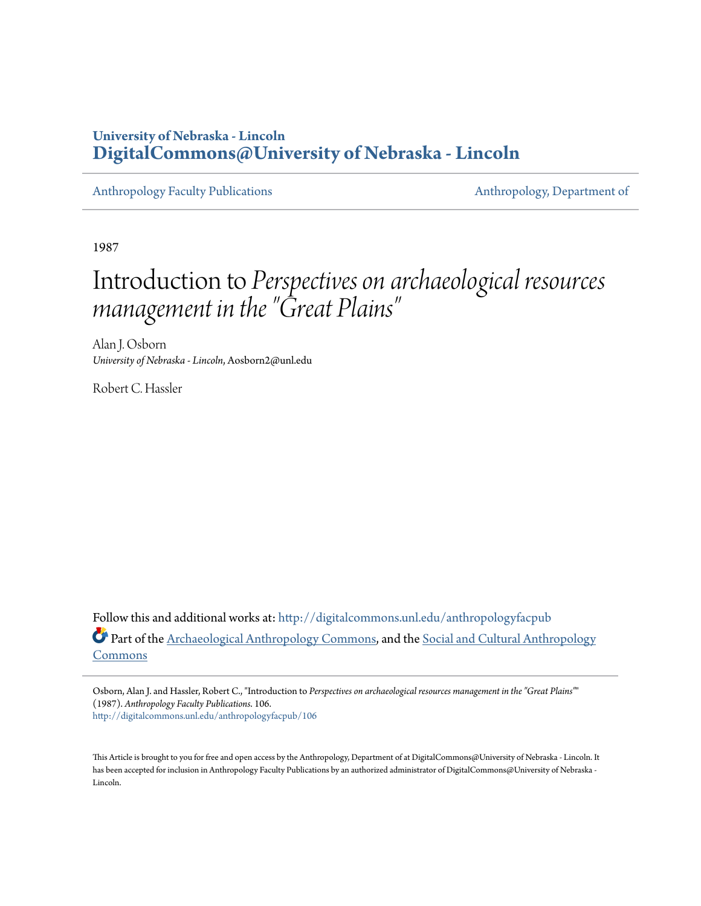**University of Nebraska - Lincoln**
**DigitalCommons@University of Nebraska - Lincoln**

Anthropology Faculty Publications | Anthropology, Department of

1987

# Introduction to *Perspectives on archaeological resources management in the "Great Plains"*

Alan J. Osborn
*University of Nebraska - Lincoln*, Aosborn2@unl.edu

Robert C. Hassler

Follow this and additional works at: http://digitalcommons.unl.edu/anthropologyfacpub

Part of the Archaeological Anthropology Commons, and the Social and Cultural Anthropology Commons

Osborn, Alan J. and Hassler, Robert C., "Introduction to *Perspectives on archaeological resources management in the "Great Plains"*" (1987). *Anthropology Faculty Publications*. 106.
http://digitalcommons.unl.edu/anthropologyfacpub/106

This Article is brought to you for free and open access by the Anthropology, Department of at DigitalCommons@University of Nebraska - Lincoln. It has been accepted for inclusion in Anthropology Faculty Publications by an authorized administrator of DigitalCommons@University of Nebraska - Lincoln.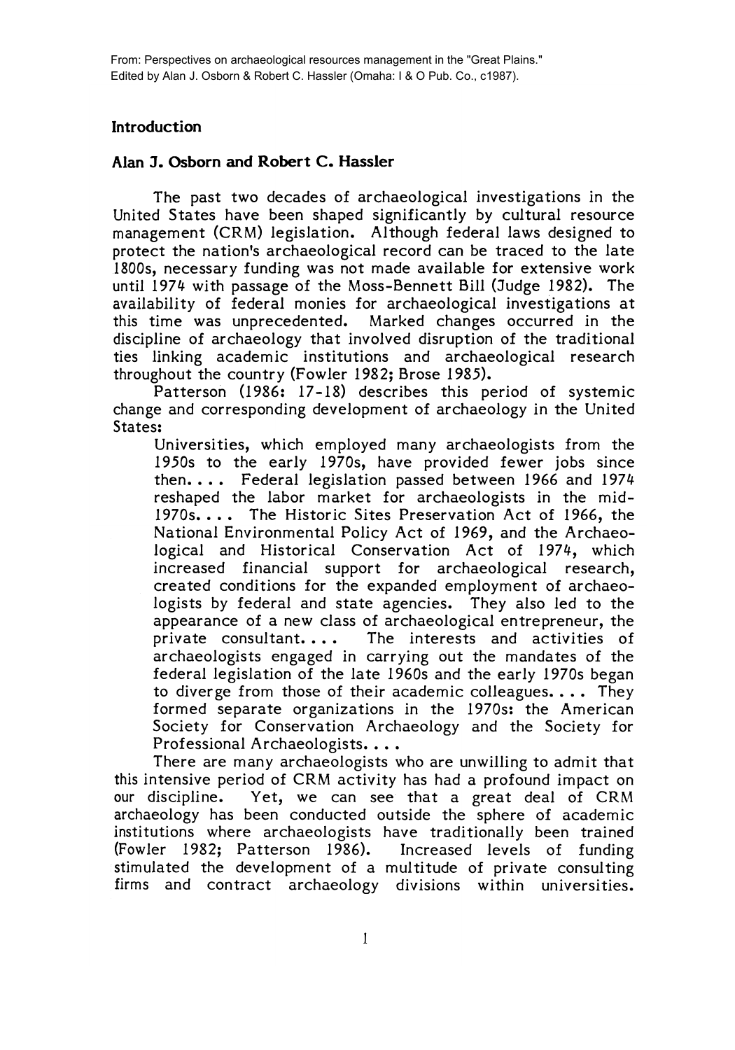From: Perspectives on archaeological resources management in the "Great Plains." Edited by Alan J. Osborn & Robert C. Hassler (Omaha: I & O Pub. Co., c1987).

## Introduction

### Alan J. Osborn and Robert C. Hassler

The past two decades of archaeological investigations in the United States have been shaped significantly by cultural resource management (CRM) legislation. Although federal laws designed to protect the nation's archaeological record can be traced to the late 1800s, necessary funding was not made available for extensive work until 1974 with passage of the Moss-Bennett Bill (Judge 1982). The availability of federal monies for archaeological investigations at this time was unprecedented. Marked changes occurred in the discipline of archaeology that involved disruption of the traditional ties linking academic institutions and archaeological research throughout the country (Fowler 1982; Brose 1985).

Patterson (1986: 17-18) describes this period of systemic change and corresponding development of archaeology in the United States:

> Universities, which employed many archaeologists from the 1950s to the early 1970s, have provided fewer jobs since then. . . . Federal legislation passed between 1966 and 1974 reshaped the labor market for archaeologists in the mid-1970s. . . . The Historic Sites Preservation Act of 1966, the National Environmental Policy Act of 1969, and the Archaeological and Historical Conservation Act of 1974, which increased financial support for archaeological research, created conditions for the expanded employment of archaeologists by federal and state agencies. They also led to the appearance of a new class of archaeological entrepreneur, the private consultant. . . . The interests and activities of archaeologists engaged in carrying out the mandates of the federal legislation of the late 1960s and the early 1970s began to diverge from those of their academic colleagues. . . . They formed separate organizations in the 1970s: the American Society for Conservation Archaeology and the Society for Professional Archaeologists. . . .

There are many archaeologists who are unwilling to admit that this intensive period of CRM activity has had a profound impact on our discipline. Yet, we can see that a great deal of CRM archaeology has been conducted outside the sphere of academic institutions where archaeologists have traditionally been trained (Fowler 1982; Patterson 1986). Increased levels of funding stimulated the development of a multitude of private consulting firms and contract archaeology divisions within universities.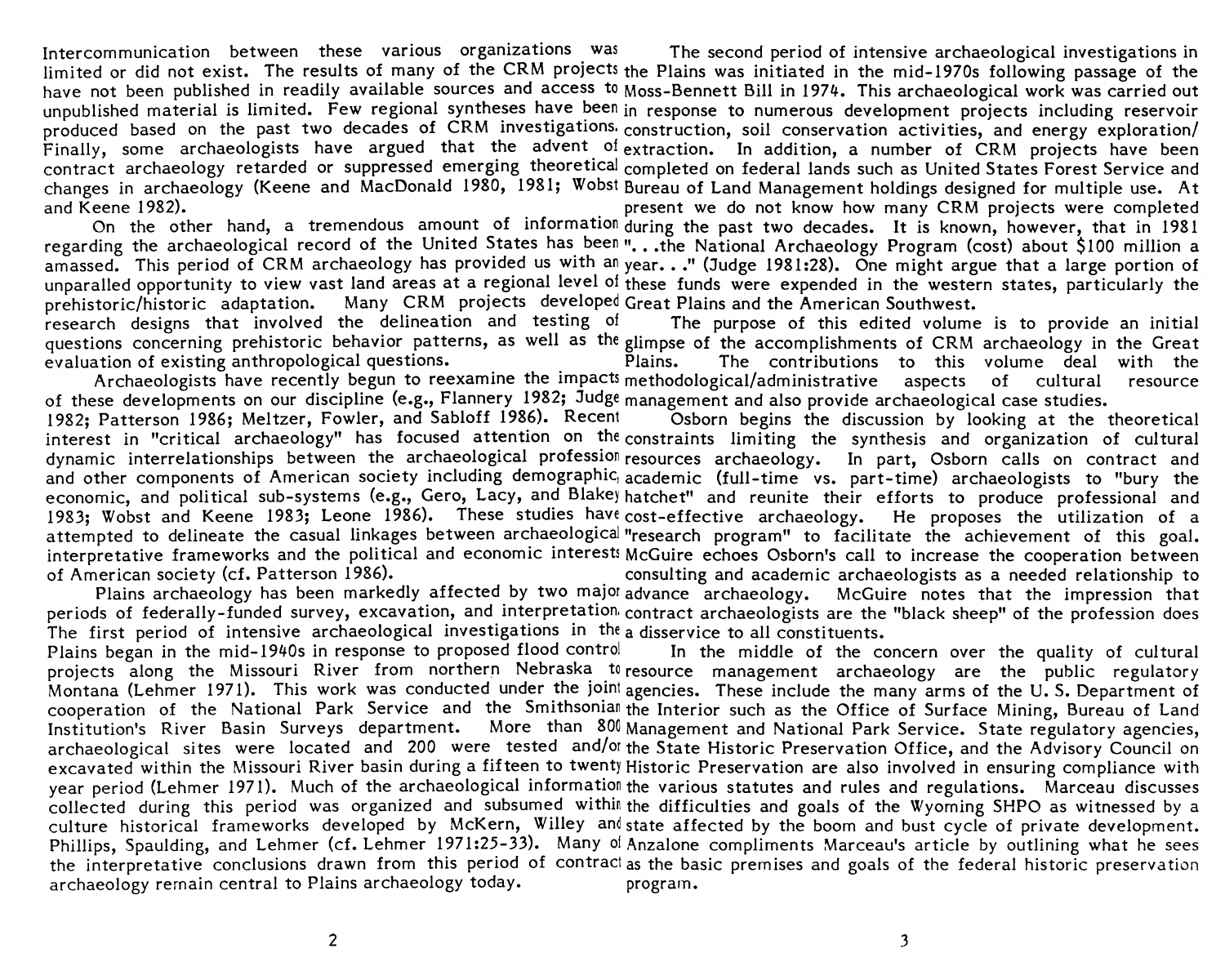Intercommunication between these various organizations was limited or did not exist. The results of many of the CRM projects have not been published in readily available sources and access to unpublished material is limited. Few regional syntheses have been produced based on the past two decades of CRM investigations. Finally, some archaeologists have argued that the advent of contract archaeology retarded or suppressed emerging theoretical changes in archaeology (Keene and MacDonald 1980, 1981; Wobst and Keene 1982).

On the other hand, a tremendous amount of information regarding the archaeological record of the United States has been amassed. This period of CRM archaeology has provided us with an unparalled opportunity to view vast land areas at a regional level of prehistoric/historic adaptation. Many CRM projects developed research designs that involved the delineation and testing of questions concerning prehistoric behavior patterns, as well as the evaluation of existing anthropological questions.

Archaeologists have recently begun to reexamine the impacts of these developments on our discipline (e.g., Flannery 1982; Judge 1982; Patterson 1986; Meltzer, Fowler, and Sabloff 1986). Recent interest in "critical archaeology" has focused attention on the dynamic interrelationships between the archaeological profession and other components of American society including demographic, economic, and political sub-systems (e.g., Gero, Lacy, and Blakey 1983; Wobst and Keene 1983; Leone 1986). These studies have attempted to delineate the casual linkages between archaeological interpretative frameworks and the political and economic interests of American society (cf. Patterson 1986).

Plains archaeology has been markedly affected by two major periods of federally-funded survey, excavation, and interpretation. The first period of intensive archaeological investigations in the Plains began in the mid-1940s in response to proposed flood control projects along the Missouri River from northern Nebraska to Montana (Lehmer 1971). This work was conducted under the joint cooperation of the National Park Service and the Smithsonian Institution's River Basin Surveys department. More than 800 archaeological sites were located and 200 were tested and/or excavated within the Missouri River basin during a fifteen to twenty year period (Lehmer 1971). Much of the archaeological information collected during this period was organized and subsumed within culture historical frameworks developed by McKern, Willey and Phillips, Spaulding, and Lehmer (cf. Lehmer 1971:25-33). Many of the interpretative conclusions drawn from this period of contract archaeology remain central to Plains archaeology today.

The second period of intensive archaeological investigations in the Plains was initiated in the mid-1970s following passage of the Moss-Bennett Bill in 1974. This archaeological work was carried out in response to numerous development projects including reservoir construction, soil conservation activities, and energy exploration/extraction. In addition, a number of CRM projects have been completed on federal lands such as United States Forest Service and Bureau of Land Management holdings designed for multiple use. At present we do not know how many CRM projects were completed during the past two decades. It is known, however, that in 1981 "...the National Archaeology Program (cost) about $100 million a year..." (Judge 1981:28). One might argue that a large portion of these funds were expended in the western states, particularly the Great Plains and the American Southwest.

The purpose of this edited volume is to provide an initial glimpse of the accomplishments of CRM archaeology in the Great Plains. The contributions to this volume deal with the methodological/administrative aspects of cultural resource management and also provide archaeological case studies.

Osborn begins the discussion by looking at the theoretical constraints limiting the synthesis and organization of cultural resources archaeology. In part, Osborn calls on contract and academic (full-time vs. part-time) archaeologists to "bury the hatchet" and reunite their efforts to produce professional and cost-effective archaeology. He proposes the utilization of a "research program" to facilitate the achievement of this goal. McGuire echoes Osborn's call to increase the cooperation between consulting and academic archaeologists as a needed relationship to advance archaeology. McGuire notes that the impression that contract archaeologists are the "black sheep" of the profession does a disservice to all constituents.

In the middle of the concern over the quality of cultural resource management archaeology are the public regulatory agencies. These include the many arms of the U. S. Department of the Interior such as the Office of Surface Mining, Bureau of Land Management and National Park Service. State regulatory agencies, the State Historic Preservation Office, and the Advisory Council on Historic Preservation are also involved in ensuring compliance with the various statutes and rules and regulations. Marceau discusses the difficulties and goals of the Wyoming SHPO as witnessed by a state affected by the boom and bust cycle of private development. Anzalone compliments Marceau's article by outlining what he sees as the basic premises and goals of the federal historic preservation program.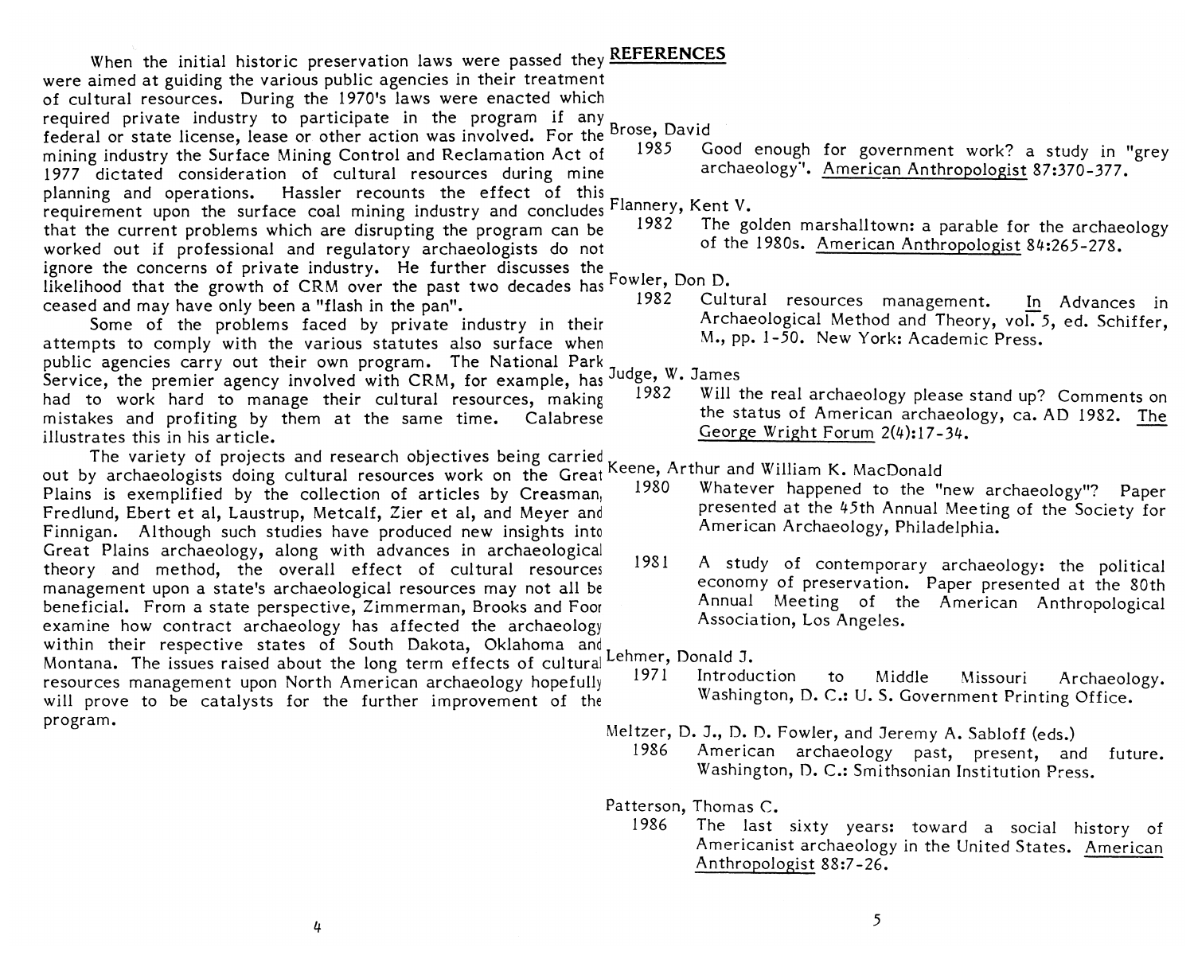When the initial historic preservation laws were passed they were aimed at guiding the various public agencies in their treatment of cultural resources. During the 1970's laws were enacted which required private industry to participate in the program if any federal or state license, lease or other action was involved. For the mining industry the Surface Mining Control and Reclamation Act of 1977 dictated consideration of cultural resources during mine planning and operations. Hassler recounts the effect of this requirement upon the surface coal mining industry and concludes that the current problems which are disrupting the program can be worked out if professional and regulatory archaeologists do not ignore the concerns of private industry. He further discusses the likelihood that the growth of CRM over the past two decades has ceased and may have only been a "flash in the pan".

Some of the problems faced by private industry in their attempts to comply with the various statutes also surface when public agencies carry out their own program. The National Park Service, the premier agency involved with CRM, for example, has had to work hard to manage their cultural resources, making mistakes and profiting by them at the same time. Calabrese illustrates this in his article.

The variety of projects and research objectives being carried out by archaeologists doing cultural resources work on the Great Plains is exemplified by the collection of articles by Creasman, Fredlund, Ebert et al, Laustrup, Metcalf, Zier et al, and Meyer and Finnigan. Although such studies have produced new insights into Great Plains archaeology, along with advances in archaeological theory and method, the overall effect of cultural resources management upon a state's archaeological resources may not all be beneficial. From a state perspective, Zimmerman, Brooks and Foor examine how contract archaeology has affected the archaeology within their respective states of South Dakota, Oklahoma and Montana. The issues raised about the long term effects of cultural resources management upon North American archaeology hopefully will prove to be catalysts for the further improvement of the program.

## REFERENCES

Brose, David
: 1985 Good enough for government work? a study in "grey archaeology". American Anthropologist 87:370-377.

Flannery, Kent V.
: 1982 The golden marshalltown: a parable for the archaeology of the 1980s. American Anthropologist 84:265-278.

Fowler, Don D.
: 1982 Cultural resources management. In Advances in Archaeological Method and Theory, vol. 5, ed. Schiffer, M., pp. 1-50. New York: Academic Press.

Judge, W. James
: 1982 Will the real archaeology please stand up? Comments on the status of American archaeology, ca. AD 1982. The George Wright Forum 2(4):17-34.

Keene, Arthur and William K. MacDonald
: 1980 Whatever happened to the "new archaeology"? Paper presented at the 45th Annual Meeting of the Society for American Archaeology, Philadelphia.
: 1981 A study of contemporary archaeology: the political economy of preservation. Paper presented at the 80th Annual Meeting of the American Anthropological Association, Los Angeles.

Lehmer, Donald J.
: 1971 Introduction to Middle Missouri Archaeology. Washington, D. C.: U. S. Government Printing Office.

Meltzer, D. J., D. D. Fowler, and Jeremy A. Sabloff (eds.)
: 1986 American archaeology past, present, and future. Washington, D. C.: Smithsonian Institution Press.

Patterson, Thomas C.
: 1986 The last sixty years: toward a social history of Americanist archaeology in the United States. American Anthropologist 88:7-26.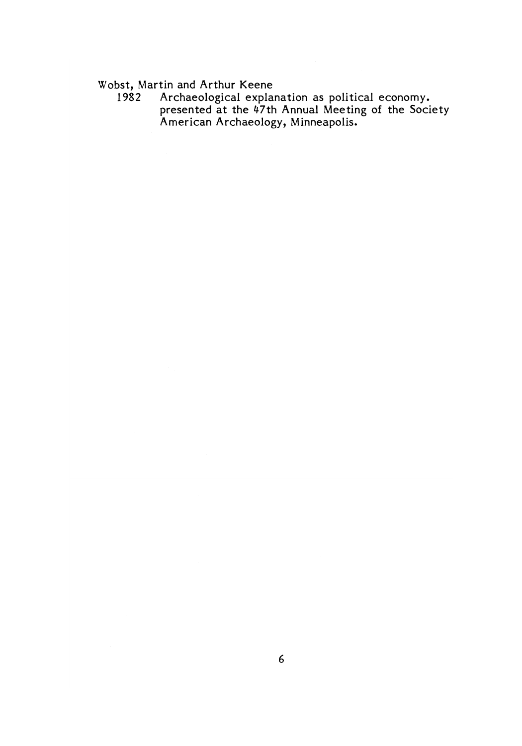Wobst, Martin and Arthur Keene
    1982    Archaeological explanation as political economy. presented at the 47th Annual Meeting of the Society American Archaeology, Minneapolis.